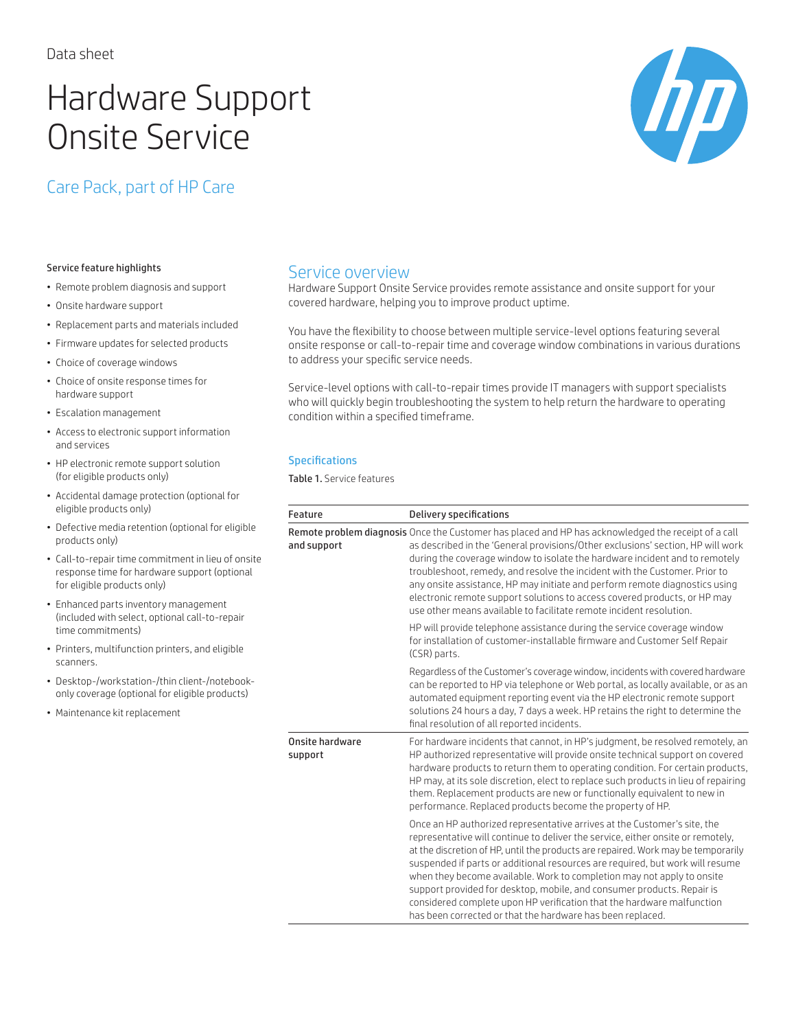Data sheet

# Hardware Support Onsite Service

## Care Pack, part of HP Care

### Service feature highlights

- Remote problem diagnosis and support
- Onsite hardware support
- Replacement parts and materials included
- Firmware updates for selected products
- Choice of coverage windows
- Choice of onsite response times for hardware support
- Escalation management
- Access to electronic support information and services
- HP electronic remote support solution (for eligible products only)
- Accidental damage protection (optional for eligible products only)
- Defective media retention (optional for eligible products only)
- Call-to-repair time commitment in lieu of onsite response time for hardware support (optional for eligible products only)
- Enhanced parts inventory management (included with select, optional call-to-repair time commitments)
- Printers, multifunction printers, and eligible scanners.
- Desktop-/workstation-/thin client-/notebook-only coverage (optional for eligible products)
- Maintenance kit replacement

## Service overview

Hardware Support Onsite Service provides remote assistance and onsite support for your covered hardware, helping you to improve product uptime.

You have the flexibility to choose between multiple service-level options featuring several onsite response or call-to-repair time and coverage window combinations in various durations to address your specific service needs.

Service-level options with call-to-repair times provide IT managers with support specialists who will quickly begin troubleshooting the system to help return the hardware to operating condition within a specified timeframe.

### Specifications

**Table 1.** Service features

| Feature | Delivery specifications |
|---|---|
| **Remote problem diagnosis and support** | Once the Customer has placed and HP has acknowledged the receipt of a call as described in the 'General provisions/Other exclusions' section, HP will work during the coverage window to isolate the hardware incident and to remotely troubleshoot, remedy, and resolve the incident with the Customer. Prior to any onsite assistance, HP may initiate and perform remote diagnostics using electronic remote support solutions to access covered products, or HP may use other means available to facilitate remote incident resolution.<br><br>HP will provide telephone assistance during the service coverage window for installation of customer-installable firmware and Customer Self Repair (CSR) parts.<br><br>Regardless of the Customer's coverage window, incidents with covered hardware can be reported to HP via telephone or Web portal, as locally available, or as an automated equipment reporting event via the HP electronic remote support solutions 24 hours a day, 7 days a week. HP retains the right to determine the final resolution of all reported incidents. |
| **Onsite hardware support** | For hardware incidents that cannot, in HP's judgment, be resolved remotely, an HP authorized representative will provide onsite technical support on covered hardware products to return them to operating condition. For certain products, HP may, at its sole discretion, elect to replace such products in lieu of repairing them. Replacement products are new or functionally equivalent to new in performance. Replaced products become the property of HP.<br><br>Once an HP authorized representative arrives at the Customer's site, the representative will continue to deliver the service, either onsite or remotely, at the discretion of HP, until the products are repaired. Work may be temporarily suspended if parts or additional resources are required, but work will resume when they become available. Work to completion may not apply to onsite support provided for desktop, mobile, and consumer products. Repair is considered complete upon HP verification that the hardware malfunction has been corrected or that the hardware has been replaced. |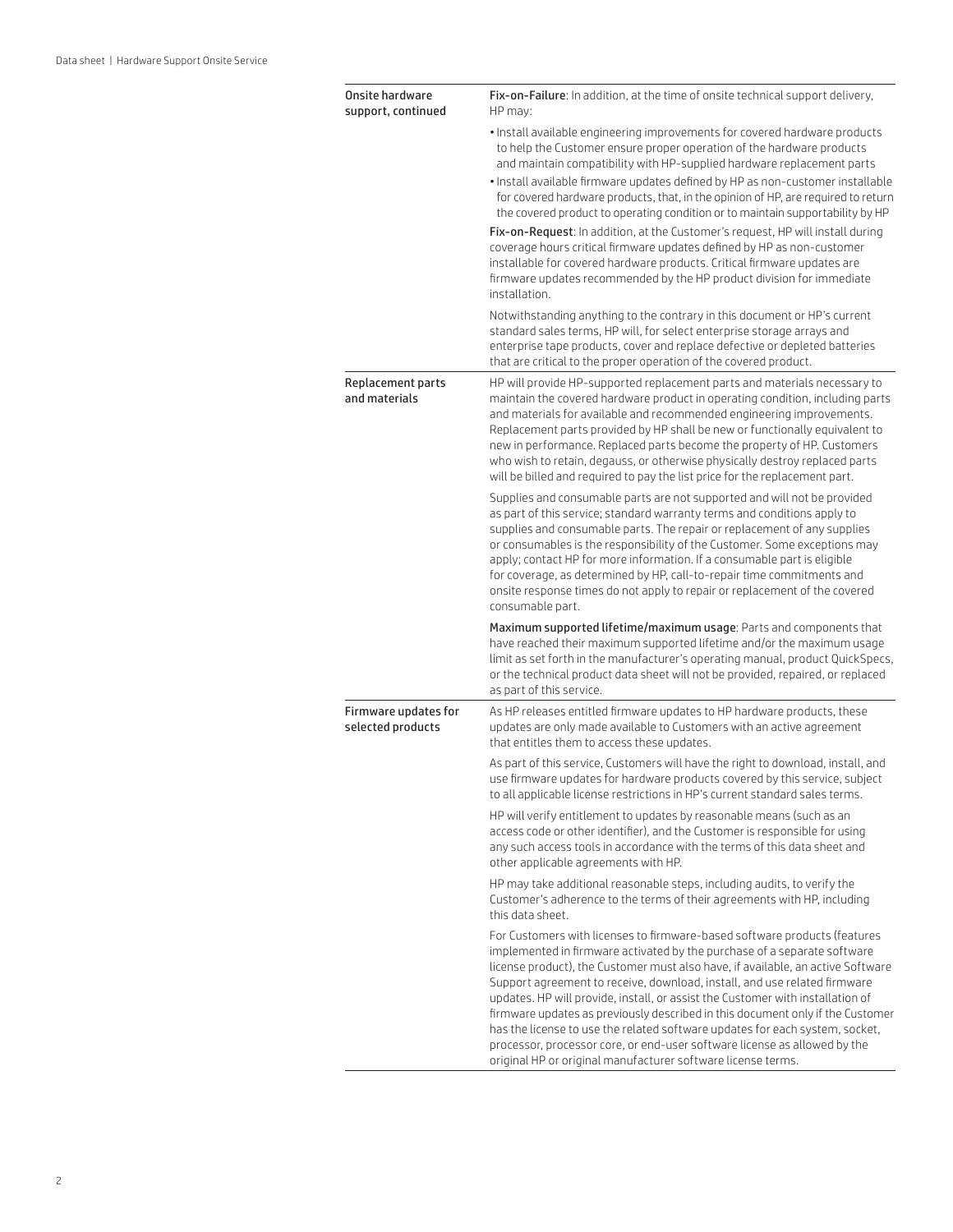| | |
|---|---|
| Onsite hardware support, continued | **Fix-on-Failure**: In addition, at the time of onsite technical support delivery, HP may:<br>• Install available engineering improvements for covered hardware products to help the Customer ensure proper operation of the hardware products and maintain compatibility with HP-supplied hardware replacement parts<br>• Install available firmware updates defined by HP as non-customer installable for covered hardware products, that, in the opinion of HP, are required to return the covered product to operating condition or to maintain supportability by HP<br><br>**Fix-on-Request**: In addition, at the Customer's request, HP will install during coverage hours critical firmware updates defined by HP as non-customer installable for covered hardware products. Critical firmware updates are firmware updates recommended by the HP product division for immediate installation.<br><br>Notwithstanding anything to the contrary in this document or HP's current standard sales terms, HP will, for select enterprise storage arrays and enterprise tape products, cover and replace defective or depleted batteries that are critical to the proper operation of the covered product. |
| Replacement parts and materials | HP will provide HP-supported replacement parts and materials necessary to maintain the covered hardware product in operating condition, including parts and materials for available and recommended engineering improvements. Replacement parts provided by HP shall be new or functionally equivalent to new in performance. Replaced parts become the property of HP. Customers who wish to retain, degauss, or otherwise physically destroy replaced parts will be billed and required to pay the list price for the replacement part.<br><br>Supplies and consumable parts are not supported and will not be provided as part of this service; standard warranty terms and conditions apply to supplies and consumable parts. The repair or replacement of any supplies or consumables is the responsibility of the Customer. Some exceptions may apply; contact HP for more information. If a consumable part is eligible for coverage, as determined by HP, call-to-repair time commitments and onsite response times do not apply to repair or replacement of the covered consumable part.<br><br>**Maximum supported lifetime/maximum usage**: Parts and components that have reached their maximum supported lifetime and/or the maximum usage limit as set forth in the manufacturer's operating manual, product QuickSpecs, or the technical product data sheet will not be provided, repaired, or replaced as part of this service. |
| Firmware updates for selected products | As HP releases entitled firmware updates to HP hardware products, these updates are only made available to Customers with an active agreement that entitles them to access these updates.<br><br>As part of this service, Customers will have the right to download, install, and use firmware updates for hardware products covered by this service, subject to all applicable license restrictions in HP's current standard sales terms.<br><br>HP will verify entitlement to updates by reasonable means (such as an access code or other identifier), and the Customer is responsible for using any such access tools in accordance with the terms of this data sheet and other applicable agreements with HP.<br><br>HP may take additional reasonable steps, including audits, to verify the Customer's adherence to the terms of their agreements with HP, including this data sheet.<br><br>For Customers with licenses to firmware-based software products (features implemented in firmware activated by the purchase of a separate software license product), the Customer must also have, if available, an active Software Support agreement to receive, download, install, and use related firmware updates. HP will provide, install, or assist the Customer with installation of firmware updates as previously described in this document only if the Customer has the license to use the related software updates for each system, socket, processor, processor core, or end-user software license as allowed by the original HP or original manufacturer software license terms. |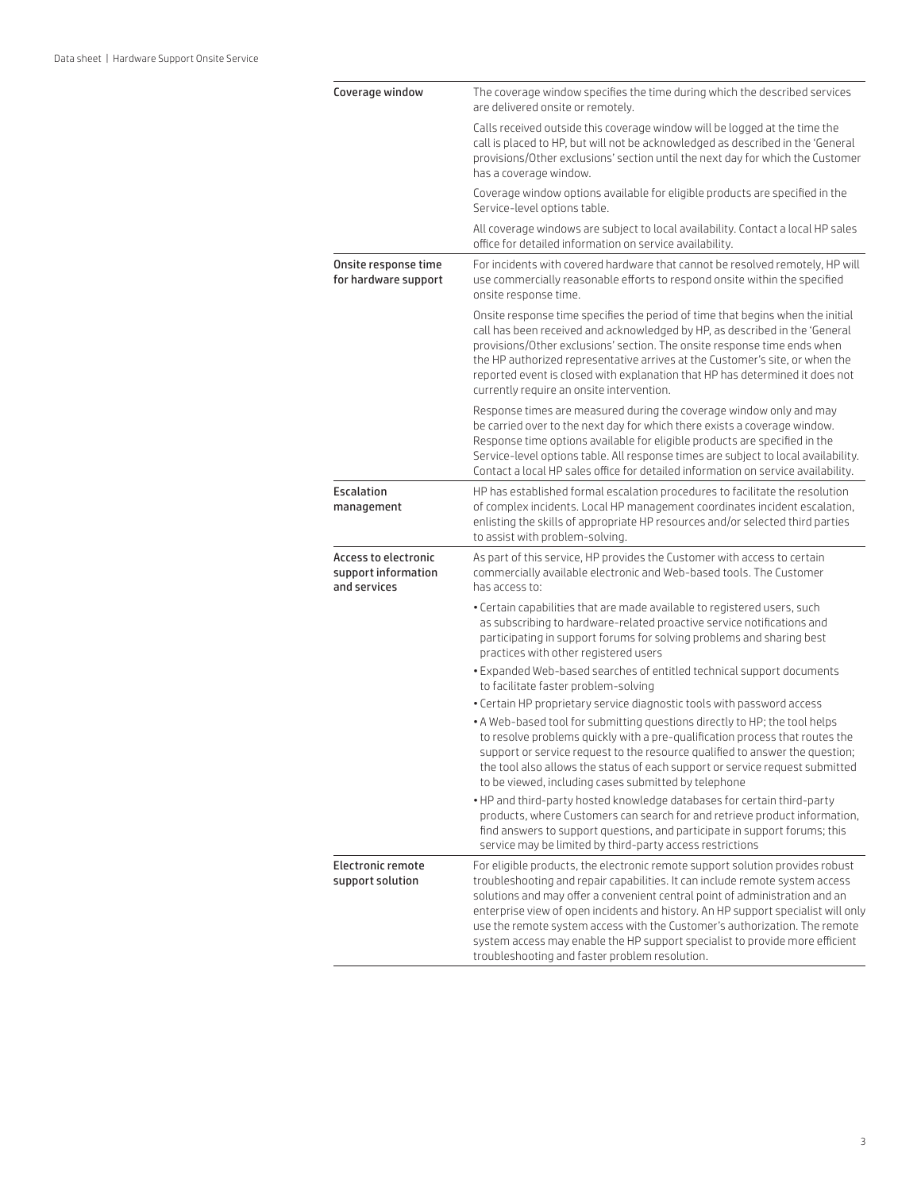| | |
|---|---|
| Coverage window | The coverage window specifies the time during which the described services are delivered onsite or remotely.<br><br>Calls received outside this coverage window will be logged at the time the call is placed to HP, but will not be acknowledged as described in the 'General provisions/Other exclusions' section until the next day for which the Customer has a coverage window.<br><br>Coverage window options available for eligible products are specified in the Service-level options table.<br><br>All coverage windows are subject to local availability. Contact a local HP sales office for detailed information on service availability. |
| Onsite response time for hardware support | For incidents with covered hardware that cannot be resolved remotely, HP will use commercially reasonable efforts to respond onsite within the specified onsite response time.<br><br>Onsite response time specifies the period of time that begins when the initial call has been received and acknowledged by HP, as described in the 'General provisions/Other exclusions' section. The onsite response time ends when the HP authorized representative arrives at the Customer's site, or when the reported event is closed with explanation that HP has determined it does not currently require an onsite intervention.<br><br>Response times are measured during the coverage window only and may be carried over to the next day for which there exists a coverage window. Response time options available for eligible products are specified in the Service-level options table. All response times are subject to local availability. Contact a local HP sales office for detailed information on service availability. |
| Escalation management | HP has established formal escalation procedures to facilitate the resolution of complex incidents. Local HP management coordinates incident escalation, enlisting the skills of appropriate HP resources and/or selected third parties to assist with problem-solving. |
| Access to electronic support information and services | As part of this service, HP provides the Customer with access to certain commercially available electronic and Web-based tools. The Customer has access to:<br><br>• Certain capabilities that are made available to registered users, such as subscribing to hardware-related proactive service notifications and participating in support forums for solving problems and sharing best practices with other registered users<br>• Expanded Web-based searches of entitled technical support documents to facilitate faster problem-solving<br>• Certain HP proprietary service diagnostic tools with password access<br>• A Web-based tool for submitting questions directly to HP; the tool helps to resolve problems quickly with a pre-qualification process that routes the support or service request to the resource qualified to answer the question; the tool also allows the status of each support or service request submitted to be viewed, including cases submitted by telephone<br>• HP and third-party hosted knowledge databases for certain third-party products, where Customers can search for and retrieve product information, find answers to support questions, and participate in support forums; this service may be limited by third-party access restrictions |
| Electronic remote support solution | For eligible products, the electronic remote support solution provides robust troubleshooting and repair capabilities. It can include remote system access solutions and may offer a convenient central point of administration and an enterprise view of open incidents and history. An HP support specialist will only use the remote system access with the Customer's authorization. The remote system access may enable the HP support specialist to provide more efficient troubleshooting and faster problem resolution. |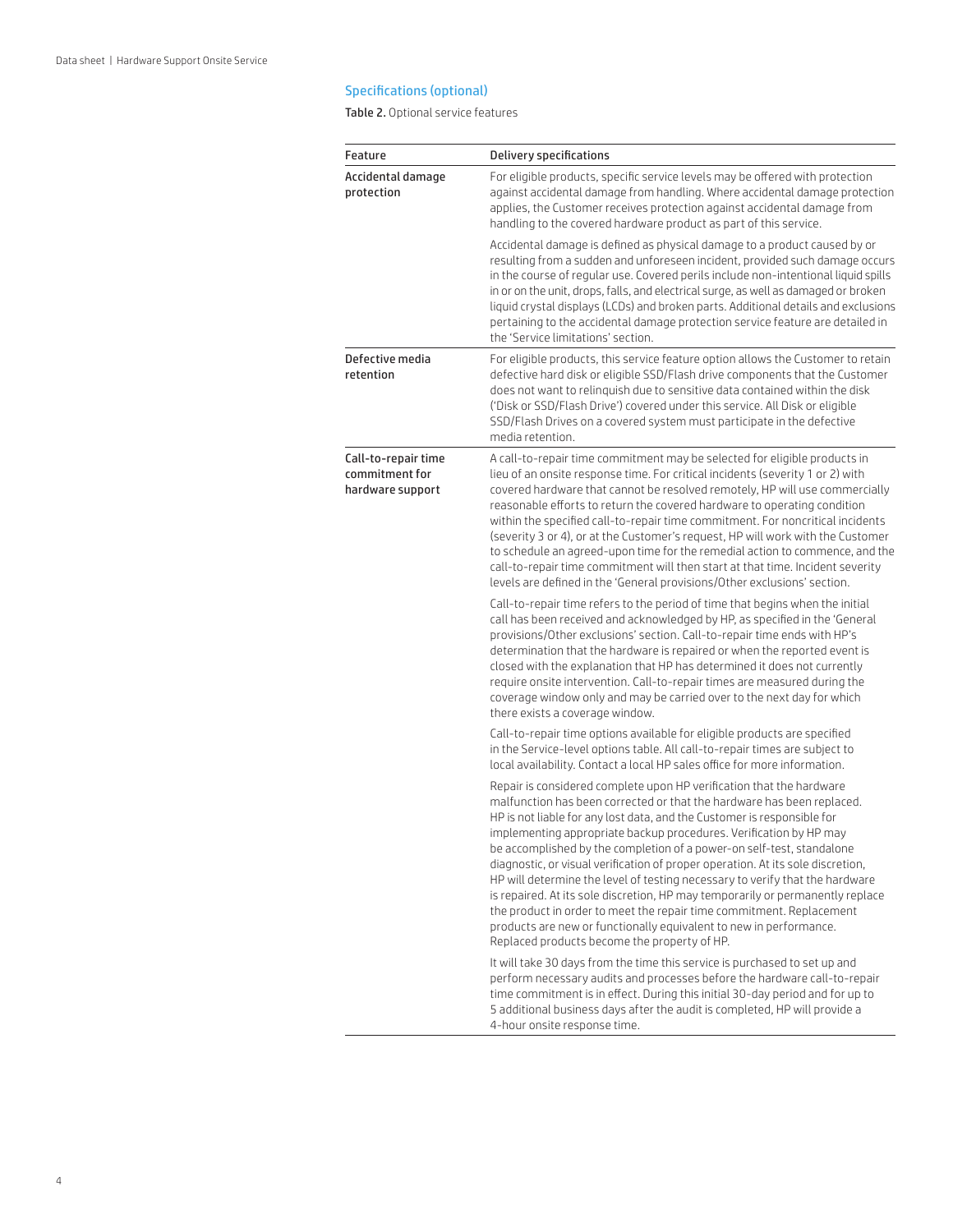## Specifications (optional)

**Table 2.** Optional service features

| Feature | Delivery specifications |
|---|---|
| Accidental damage protection | For eligible products, specific service levels may be offered with protection against accidental damage from handling. Where accidental damage protection applies, the Customer receives protection against accidental damage from handling to the covered hardware product as part of this service.<br><br>Accidental damage is defined as physical damage to a product caused by or resulting from a sudden and unforeseen incident, provided such damage occurs in the course of regular use. Covered perils include non-intentional liquid spills in or on the unit, drops, falls, and electrical surge, as well as damaged or broken liquid crystal displays (LCDs) and broken parts. Additional details and exclusions pertaining to the accidental damage protection service feature are detailed in the 'Service limitations' section. |
| Defective media retention | For eligible products, this service feature option allows the Customer to retain defective hard disk or eligible SSD/Flash drive components that the Customer does not want to relinquish due to sensitive data contained within the disk ('Disk or SSD/Flash Drive') covered under this service. All Disk or eligible SSD/Flash Drives on a covered system must participate in the defective media retention. |
| Call-to-repair time commitment for hardware support | A call-to-repair time commitment may be selected for eligible products in lieu of an onsite response time. For critical incidents (severity 1 or 2) with covered hardware that cannot be resolved remotely, HP will use commercially reasonable efforts to return the covered hardware to operating condition within the specified call-to-repair time commitment. For noncritical incidents (severity 3 or 4), or at the Customer's request, HP will work with the Customer to schedule an agreed-upon time for the remedial action to commence, and the call-to-repair time commitment will then start at that time. Incident severity levels are defined in the 'General provisions/Other exclusions' section.<br><br>Call-to-repair time refers to the period of time that begins when the initial call has been received and acknowledged by HP, as specified in the 'General provisions/Other exclusions' section. Call-to-repair time ends with HP's determination that the hardware is repaired or when the reported event is closed with the explanation that HP has determined it does not currently require onsite intervention. Call-to-repair times are measured during the coverage window only and may be carried over to the next day for which there exists a coverage window.<br><br>Call-to-repair time options available for eligible products are specified in the Service-level options table. All call-to-repair times are subject to local availability. Contact a local HP sales office for more information.<br><br>Repair is considered complete upon HP verification that the hardware malfunction has been corrected or that the hardware has been replaced. HP is not liable for any lost data, and the Customer is responsible for implementing appropriate backup procedures. Verification by HP may be accomplished by the completion of a power-on self-test, standalone diagnostic, or visual verification of proper operation. At its sole discretion, HP will determine the level of testing necessary to verify that the hardware is repaired. At its sole discretion, HP may temporarily or permanently replace the product in order to meet the repair time commitment. Replacement products are new or functionally equivalent to new in performance. Replaced products become the property of HP.<br><br>It will take 30 days from the time this service is purchased to set up and perform necessary audits and processes before the hardware call-to-repair time commitment is in effect. During this initial 30-day period and for up to 5 additional business days after the audit is completed, HP will provide a 4-hour onsite response time. |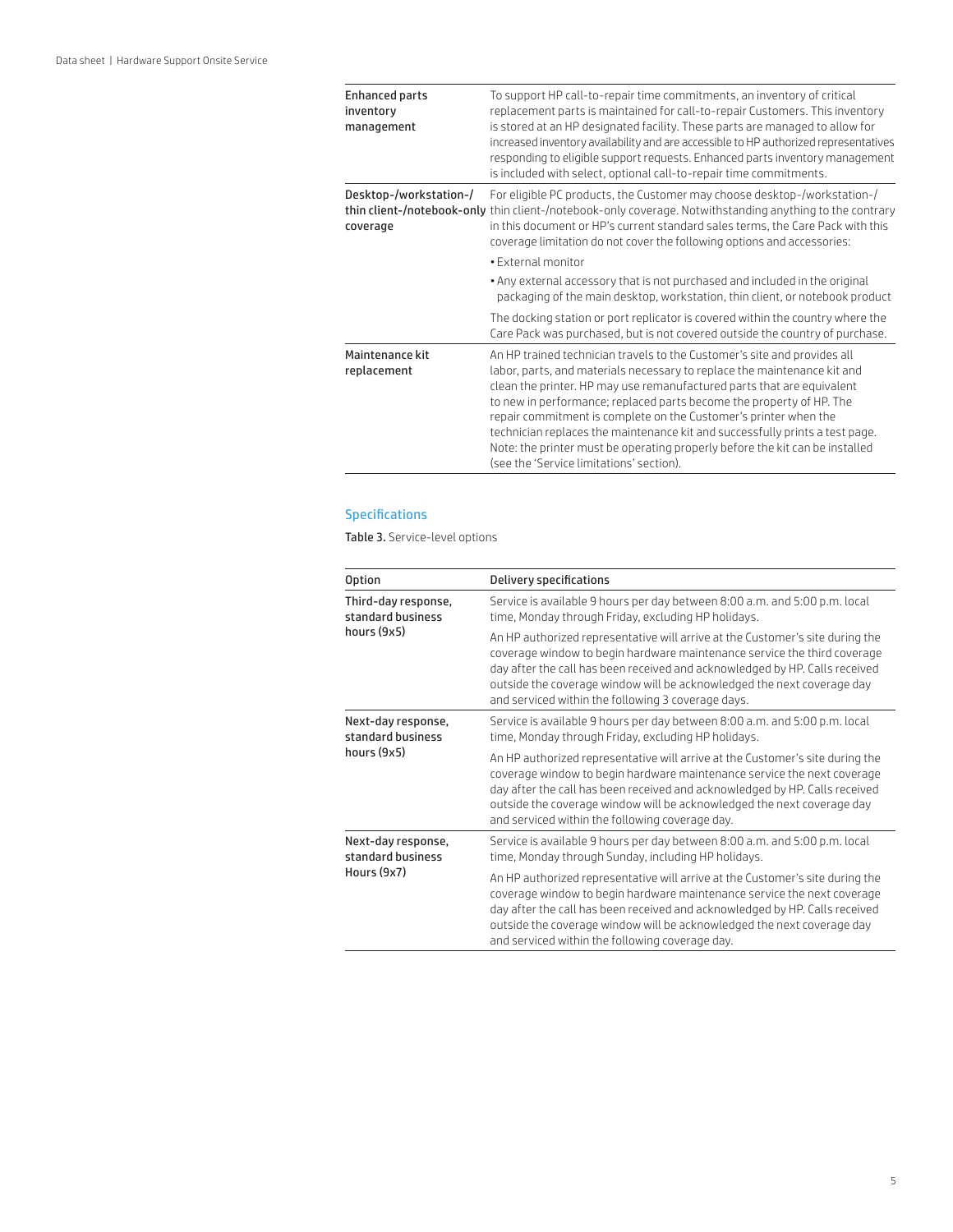| | |
|---|---|
| Enhanced parts inventory management | To support HP call-to-repair time commitments, an inventory of critical replacement parts is maintained for call-to-repair Customers. This inventory is stored at an HP designated facility. These parts are managed to allow for increased inventory availability and are accessible to HP authorized representatives responding to eligible support requests. Enhanced parts inventory management is included with select, optional call-to-repair time commitments. |
| Desktop-/workstation-/thin client-/notebook-only coverage | For eligible PC products, the Customer may choose desktop-/workstation-/thin client-/notebook-only coverage. Notwithstanding anything to the contrary in this document or HP's current standard sales terms, the Care Pack with this coverage limitation do not cover the following options and accessories:<br>• External monitor<br>• Any external accessory that is not purchased and included in the original packaging of the main desktop, workstation, thin client, or notebook product<br>The docking station or port replicator is covered within the country where the Care Pack was purchased, but is not covered outside the country of purchase. |
| Maintenance kit replacement | An HP trained technician travels to the Customer's site and provides all labor, parts, and materials necessary to replace the maintenance kit and clean the printer. HP may use remanufactured parts that are equivalent to new in performance; replaced parts become the property of HP. The repair commitment is complete on the Customer's printer when the technician replaces the maintenance kit and successfully prints a test page. Note: the printer must be operating properly before the kit can be installed (see the 'Service limitations' section). |

## Specifications

**Table 3.** Service-level options

| Option | Delivery specifications |
|---|---|
| Third-day response, standard business hours (9x5) | Service is available 9 hours per day between 8:00 a.m. and 5:00 p.m. local time, Monday through Friday, excluding HP holidays.<br>An HP authorized representative will arrive at the Customer's site during the coverage window to begin hardware maintenance service the third coverage day after the call has been received and acknowledged by HP. Calls received outside the coverage window will be acknowledged the next coverage day and serviced within the following 3 coverage days. |
| Next-day response, standard business hours (9x5) | Service is available 9 hours per day between 8:00 a.m. and 5:00 p.m. local time, Monday through Friday, excluding HP holidays.<br>An HP authorized representative will arrive at the Customer's site during the coverage window to begin hardware maintenance service the next coverage day after the call has been received and acknowledged by HP. Calls received outside the coverage window will be acknowledged the next coverage day and serviced within the following coverage day. |
| Next-day response, standard business Hours (9x7) | Service is available 9 hours per day between 8:00 a.m. and 5:00 p.m. local time, Monday through Sunday, including HP holidays.<br>An HP authorized representative will arrive at the Customer's site during the coverage window to begin hardware maintenance service the next coverage day after the call has been received and acknowledged by HP. Calls received outside the coverage window will be acknowledged the next coverage day and serviced within the following coverage day. |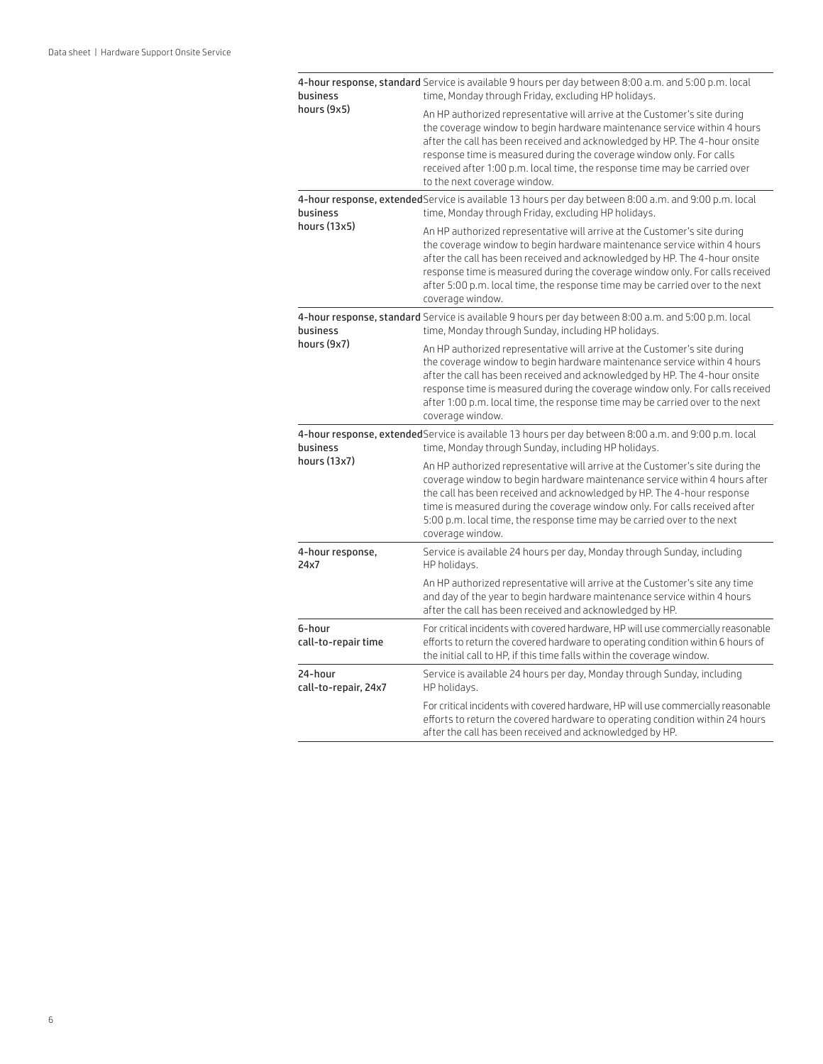| | |
|---|---|
| **4-hour response, standard business hours (9x5)** | Service is available 9 hours per day between 8:00 a.m. and 5:00 p.m. local time, Monday through Friday, excluding HP holidays.<br><br>An HP authorized representative will arrive at the Customer's site during the coverage window to begin hardware maintenance service within 4 hours after the call has been received and acknowledged by HP. The 4-hour onsite response time is measured during the coverage window only. For calls received after 1:00 p.m. local time, the response time may be carried over to the next coverage window. |
| **4-hour response, extended business hours (13x5)** | Service is available 13 hours per day between 8:00 a.m. and 9:00 p.m. local time, Monday through Friday, excluding HP holidays.<br><br>An HP authorized representative will arrive at the Customer's site during the coverage window to begin hardware maintenance service within 4 hours after the call has been received and acknowledged by HP. The 4-hour onsite response time is measured during the coverage window only. For calls received after 5:00 p.m. local time, the response time may be carried over to the next coverage window. |
| **4-hour response, standard business hours (9x7)** | Service is available 9 hours per day between 8:00 a.m. and 5:00 p.m. local time, Monday through Sunday, including HP holidays.<br><br>An HP authorized representative will arrive at the Customer's site during the coverage window to begin hardware maintenance service within 4 hours after the call has been received and acknowledged by HP. The 4-hour onsite response time is measured during the coverage window only. For calls received after 1:00 p.m. local time, the response time may be carried over to the next coverage window. |
| **4-hour response, extended business hours (13x7)** | Service is available 13 hours per day between 8:00 a.m. and 9:00 p.m. local time, Monday through Sunday, including HP holidays.<br><br>An HP authorized representative will arrive at the Customer's site during the coverage window to begin hardware maintenance service within 4 hours after the call has been received and acknowledged by HP. The 4-hour response time is measured during the coverage window only. For calls received after 5:00 p.m. local time, the response time may be carried over to the next coverage window. |
| **4-hour response, 24x7** | Service is available 24 hours per day, Monday through Sunday, including HP holidays.<br><br>An HP authorized representative will arrive at the Customer's site any time and day of the year to begin hardware maintenance service within 4 hours after the call has been received and acknowledged by HP. |
| **6-hour call-to-repair time** | For critical incidents with covered hardware, HP will use commercially reasonable efforts to return the covered hardware to operating condition within 6 hours of the initial call to HP, if this time falls within the coverage window. |
| **24-hour call-to-repair, 24x7** | Service is available 24 hours per day, Monday through Sunday, including HP holidays.<br><br>For critical incidents with covered hardware, HP will use commercially reasonable efforts to return the covered hardware to operating condition within 24 hours after the call has been received and acknowledged by HP. |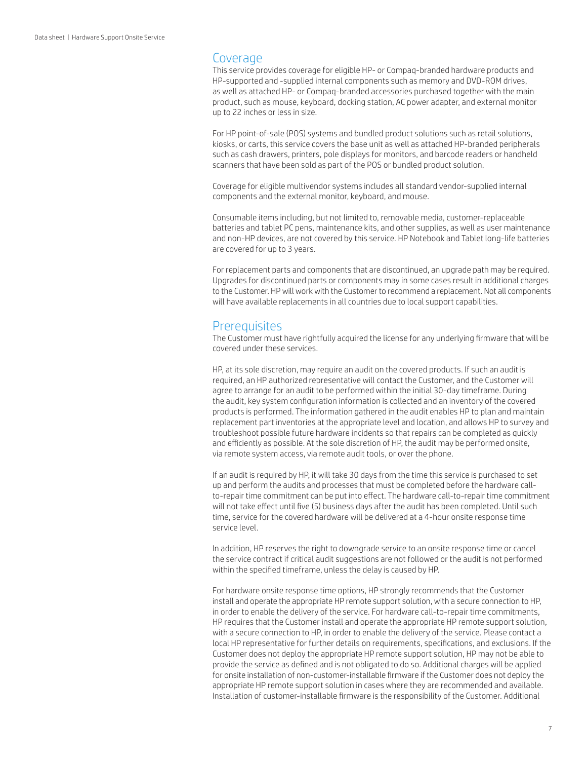## Coverage

This service provides coverage for eligible HP- or Compaq-branded hardware products and HP-supported and -supplied internal components such as memory and DVD-ROM drives, as well as attached HP- or Compaq-branded accessories purchased together with the main product, such as mouse, keyboard, docking station, AC power adapter, and external monitor up to 22 inches or less in size.

For HP point-of-sale (POS) systems and bundled product solutions such as retail solutions, kiosks, or carts, this service covers the base unit as well as attached HP-branded peripherals such as cash drawers, printers, pole displays for monitors, and barcode readers or handheld scanners that have been sold as part of the POS or bundled product solution.

Coverage for eligible multivendor systems includes all standard vendor-supplied internal components and the external monitor, keyboard, and mouse.

Consumable items including, but not limited to, removable media, customer-replaceable batteries and tablet PC pens, maintenance kits, and other supplies, as well as user maintenance and non-HP devices, are not covered by this service. HP Notebook and Tablet long-life batteries are covered for up to 3 years.

For replacement parts and components that are discontinued, an upgrade path may be required. Upgrades for discontinued parts or components may in some cases result in additional charges to the Customer. HP will work with the Customer to recommend a replacement. Not all components will have available replacements in all countries due to local support capabilities.

## Prerequisites

The Customer must have rightfully acquired the license for any underlying firmware that will be covered under these services.

HP, at its sole discretion, may require an audit on the covered products. If such an audit is required, an HP authorized representative will contact the Customer, and the Customer will agree to arrange for an audit to be performed within the initial 30-day timeframe. During the audit, key system configuration information is collected and an inventory of the covered products is performed. The information gathered in the audit enables HP to plan and maintain replacement part inventories at the appropriate level and location, and allows HP to survey and troubleshoot possible future hardware incidents so that repairs can be completed as quickly and efficiently as possible. At the sole discretion of HP, the audit may be performed onsite, via remote system access, via remote audit tools, or over the phone.

If an audit is required by HP, it will take 30 days from the time this service is purchased to set up and perform the audits and processes that must be completed before the hardware call-to-repair time commitment can be put into effect. The hardware call-to-repair time commitment will not take effect until five (5) business days after the audit has been completed. Until such time, service for the covered hardware will be delivered at a 4-hour onsite response time service level.

In addition, HP reserves the right to downgrade service to an onsite response time or cancel the service contract if critical audit suggestions are not followed or the audit is not performed within the specified timeframe, unless the delay is caused by HP.

For hardware onsite response time options, HP strongly recommends that the Customer install and operate the appropriate HP remote support solution, with a secure connection to HP, in order to enable the delivery of the service. For hardware call-to-repair time commitments, HP requires that the Customer install and operate the appropriate HP remote support solution, with a secure connection to HP, in order to enable the delivery of the service. Please contact a local HP representative for further details on requirements, specifications, and exclusions. If the Customer does not deploy the appropriate HP remote support solution, HP may not be able to provide the service as defined and is not obligated to do so. Additional charges will be applied for onsite installation of non-customer-installable firmware if the Customer does not deploy the appropriate HP remote support solution in cases where they are recommended and available. Installation of customer-installable firmware is the responsibility of the Customer. Additional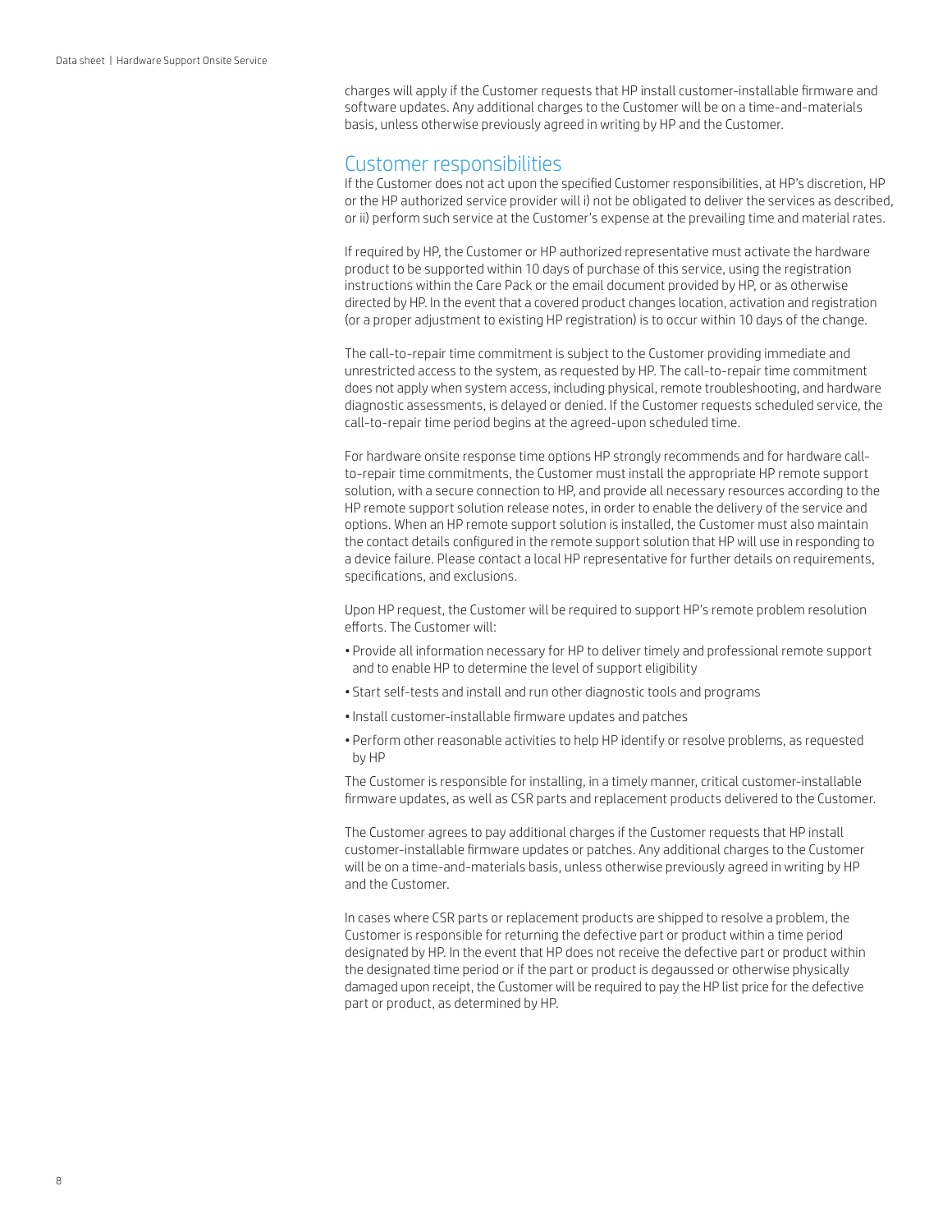charges will apply if the Customer requests that HP install customer-installable firmware and software updates. Any additional charges to the Customer will be on a time-and-materials basis, unless otherwise previously agreed in writing by HP and the Customer.

## Customer responsibilities

If the Customer does not act upon the specified Customer responsibilities, at HP's discretion, HP or the HP authorized service provider will i) not be obligated to deliver the services as described, or ii) perform such service at the Customer's expense at the prevailing time and material rates.

If required by HP, the Customer or HP authorized representative must activate the hardware product to be supported within 10 days of purchase of this service, using the registration instructions within the Care Pack or the email document provided by HP, or as otherwise directed by HP. In the event that a covered product changes location, activation and registration (or a proper adjustment to existing HP registration) is to occur within 10 days of the change.

The call-to-repair time commitment is subject to the Customer providing immediate and unrestricted access to the system, as requested by HP. The call-to-repair time commitment does not apply when system access, including physical, remote troubleshooting, and hardware diagnostic assessments, is delayed or denied. If the Customer requests scheduled service, the call-to-repair time period begins at the agreed-upon scheduled time.

For hardware onsite response time options HP strongly recommends and for hardware call-to-repair time commitments, the Customer must install the appropriate HP remote support solution, with a secure connection to HP, and provide all necessary resources according to the HP remote support solution release notes, in order to enable the delivery of the service and options. When an HP remote support solution is installed, the Customer must also maintain the contact details configured in the remote support solution that HP will use in responding to a device failure. Please contact a local HP representative for further details on requirements, specifications, and exclusions.

Upon HP request, the Customer will be required to support HP's remote problem resolution efforts. The Customer will:

- Provide all information necessary for HP to deliver timely and professional remote support and to enable HP to determine the level of support eligibility
- Start self-tests and install and run other diagnostic tools and programs
- Install customer-installable firmware updates and patches
- Perform other reasonable activities to help HP identify or resolve problems, as requested by HP

The Customer is responsible for installing, in a timely manner, critical customer-installable firmware updates, as well as CSR parts and replacement products delivered to the Customer.

The Customer agrees to pay additional charges if the Customer requests that HP install customer-installable firmware updates or patches. Any additional charges to the Customer will be on a time-and-materials basis, unless otherwise previously agreed in writing by HP and the Customer.

In cases where CSR parts or replacement products are shipped to resolve a problem, the Customer is responsible for returning the defective part or product within a time period designated by HP. In the event that HP does not receive the defective part or product within the designated time period or if the part or product is degaussed or otherwise physically damaged upon receipt, the Customer will be required to pay the HP list price for the defective part or product, as determined by HP.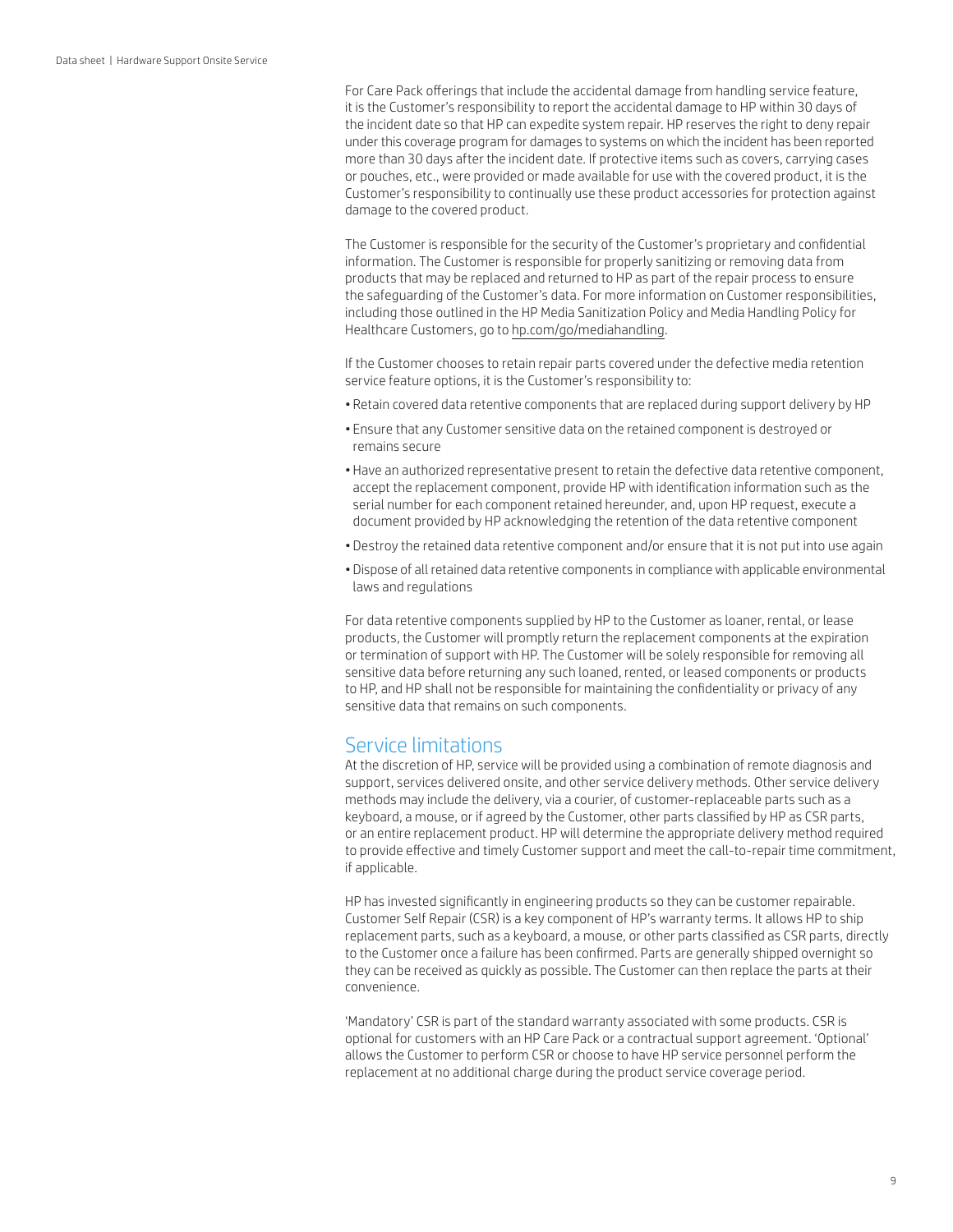For Care Pack offerings that include the accidental damage from handling service feature, it is the Customer's responsibility to report the accidental damage to HP within 30 days of the incident date so that HP can expedite system repair. HP reserves the right to deny repair under this coverage program for damages to systems on which the incident has been reported more than 30 days after the incident date. If protective items such as covers, carrying cases or pouches, etc., were provided or made available for use with the covered product, it is the Customer's responsibility to continually use these product accessories for protection against damage to the covered product.

The Customer is responsible for the security of the Customer's proprietary and confidential information. The Customer is responsible for properly sanitizing or removing data from products that may be replaced and returned to HP as part of the repair process to ensure the safeguarding of the Customer's data. For more information on Customer responsibilities, including those outlined in the HP Media Sanitization Policy and Media Handling Policy for Healthcare Customers, go to hp.com/go/mediahandling.

If the Customer chooses to retain repair parts covered under the defective media retention service feature options, it is the Customer's responsibility to:

- Retain covered data retentive components that are replaced during support delivery by HP
- Ensure that any Customer sensitive data on the retained component is destroyed or remains secure
- Have an authorized representative present to retain the defective data retentive component, accept the replacement component, provide HP with identification information such as the serial number for each component retained hereunder, and, upon HP request, execute a document provided by HP acknowledging the retention of the data retentive component
- Destroy the retained data retentive component and/or ensure that it is not put into use again
- Dispose of all retained data retentive components in compliance with applicable environmental laws and regulations

For data retentive components supplied by HP to the Customer as loaner, rental, or lease products, the Customer will promptly return the replacement components at the expiration or termination of support with HP. The Customer will be solely responsible for removing all sensitive data before returning any such loaned, rented, or leased components or products to HP, and HP shall not be responsible for maintaining the confidentiality or privacy of any sensitive data that remains on such components.

## Service limitations

At the discretion of HP, service will be provided using a combination of remote diagnosis and support, services delivered onsite, and other service delivery methods. Other service delivery methods may include the delivery, via a courier, of customer-replaceable parts such as a keyboard, a mouse, or if agreed by the Customer, other parts classified by HP as CSR parts, or an entire replacement product. HP will determine the appropriate delivery method required to provide effective and timely Customer support and meet the call-to-repair time commitment, if applicable.

HP has invested significantly in engineering products so they can be customer repairable. Customer Self Repair (CSR) is a key component of HP's warranty terms. It allows HP to ship replacement parts, such as a keyboard, a mouse, or other parts classified as CSR parts, directly to the Customer once a failure has been confirmed. Parts are generally shipped overnight so they can be received as quickly as possible. The Customer can then replace the parts at their convenience.

'Mandatory' CSR is part of the standard warranty associated with some products. CSR is optional for customers with an HP Care Pack or a contractual support agreement. 'Optional' allows the Customer to perform CSR or choose to have HP service personnel perform the replacement at no additional charge during the product service coverage period.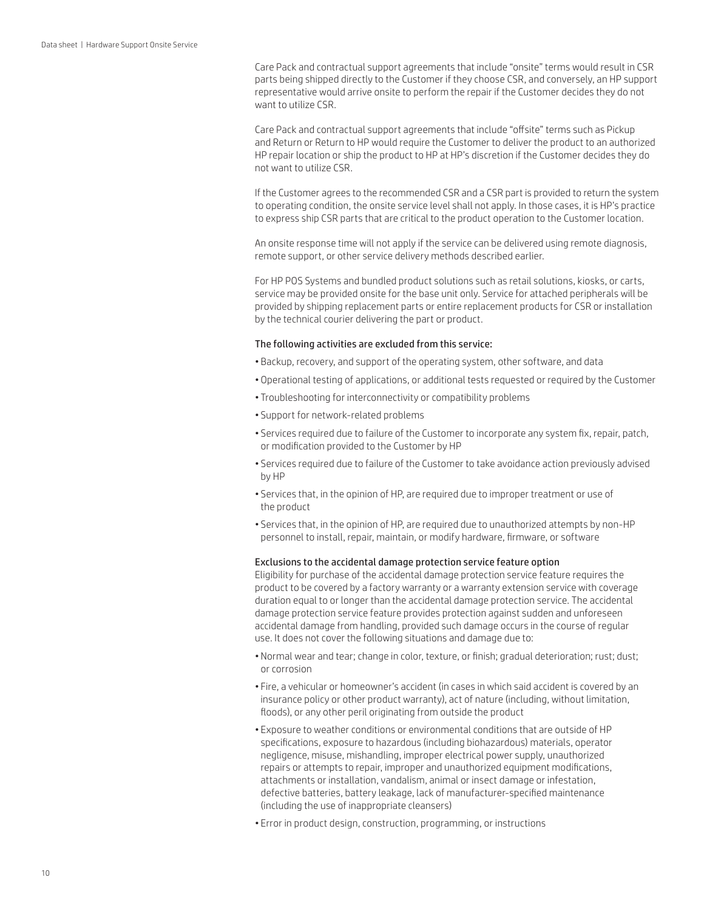Care Pack and contractual support agreements that include "onsite" terms would result in CSR parts being shipped directly to the Customer if they choose CSR, and conversely, an HP support representative would arrive onsite to perform the repair if the Customer decides they do not want to utilize CSR.

Care Pack and contractual support agreements that include "offsite" terms such as Pickup and Return or Return to HP would require the Customer to deliver the product to an authorized HP repair location or ship the product to HP at HP's discretion if the Customer decides they do not want to utilize CSR.

If the Customer agrees to the recommended CSR and a CSR part is provided to return the system to operating condition, the onsite service level shall not apply. In those cases, it is HP's practice to express ship CSR parts that are critical to the product operation to the Customer location.

An onsite response time will not apply if the service can be delivered using remote diagnosis, remote support, or other service delivery methods described earlier.

For HP POS Systems and bundled product solutions such as retail solutions, kiosks, or carts, service may be provided onsite for the base unit only. Service for attached peripherals will be provided by shipping replacement parts or entire replacement products for CSR or installation by the technical courier delivering the part or product.

#### The following activities are excluded from this service:

- Backup, recovery, and support of the operating system, other software, and data
- Operational testing of applications, or additional tests requested or required by the Customer
- Troubleshooting for interconnectivity or compatibility problems
- Support for network-related problems
- Services required due to failure of the Customer to incorporate any system fix, repair, patch, or modification provided to the Customer by HP
- Services required due to failure of the Customer to take avoidance action previously advised by HP
- Services that, in the opinion of HP, are required due to improper treatment or use of the product
- Services that, in the opinion of HP, are required due to unauthorized attempts by non-HP personnel to install, repair, maintain, or modify hardware, firmware, or software

#### Exclusions to the accidental damage protection service feature option

Eligibility for purchase of the accidental damage protection service feature requires the product to be covered by a factory warranty or a warranty extension service with coverage duration equal to or longer than the accidental damage protection service. The accidental damage protection service feature provides protection against sudden and unforeseen accidental damage from handling, provided such damage occurs in the course of regular use. It does not cover the following situations and damage due to:

- Normal wear and tear; change in color, texture, or finish; gradual deterioration; rust; dust; or corrosion
- Fire, a vehicular or homeowner's accident (in cases in which said accident is covered by an insurance policy or other product warranty), act of nature (including, without limitation, floods), or any other peril originating from outside the product
- Exposure to weather conditions or environmental conditions that are outside of HP specifications, exposure to hazardous (including biohazardous) materials, operator negligence, misuse, mishandling, improper electrical power supply, unauthorized repairs or attempts to repair, improper and unauthorized equipment modifications, attachments or installation, vandalism, animal or insect damage or infestation, defective batteries, battery leakage, lack of manufacturer-specified maintenance (including the use of inappropriate cleansers)
- Error in product design, construction, programming, or instructions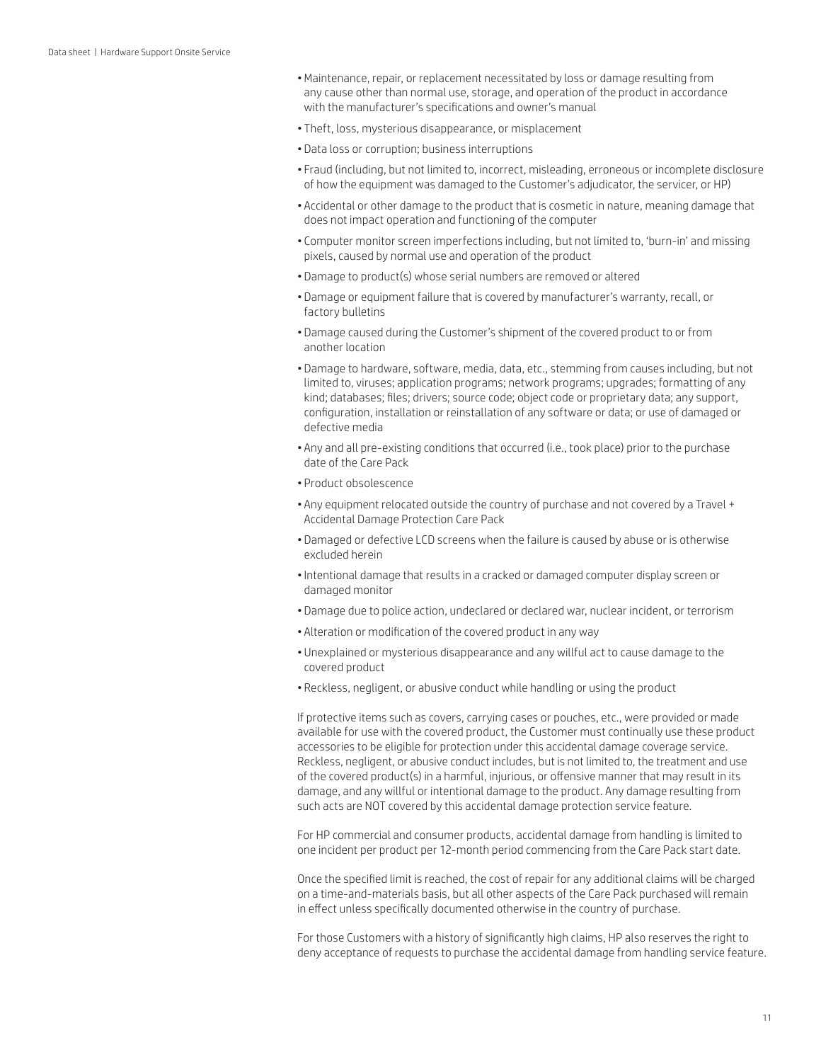- Maintenance, repair, or replacement necessitated by loss or damage resulting from any cause other than normal use, storage, and operation of the product in accordance with the manufacturer's specifications and owner's manual
- Theft, loss, mysterious disappearance, or misplacement
- Data loss or corruption; business interruptions
- Fraud (including, but not limited to, incorrect, misleading, erroneous or incomplete disclosure of how the equipment was damaged to the Customer's adjudicator, the servicer, or HP)
- Accidental or other damage to the product that is cosmetic in nature, meaning damage that does not impact operation and functioning of the computer
- Computer monitor screen imperfections including, but not limited to, 'burn-in' and missing pixels, caused by normal use and operation of the product
- Damage to product(s) whose serial numbers are removed or altered
- Damage or equipment failure that is covered by manufacturer's warranty, recall, or factory bulletins
- Damage caused during the Customer's shipment of the covered product to or from another location
- Damage to hardware, software, media, data, etc., stemming from causes including, but not limited to, viruses; application programs; network programs; upgrades; formatting of any kind; databases; files; drivers; source code; object code or proprietary data; any support, configuration, installation or reinstallation of any software or data; or use of damaged or defective media
- Any and all pre-existing conditions that occurred (i.e., took place) prior to the purchase date of the Care Pack
- Product obsolescence
- Any equipment relocated outside the country of purchase and not covered by a Travel + Accidental Damage Protection Care Pack
- Damaged or defective LCD screens when the failure is caused by abuse or is otherwise excluded herein
- Intentional damage that results in a cracked or damaged computer display screen or damaged monitor
- Damage due to police action, undeclared or declared war, nuclear incident, or terrorism
- Alteration or modification of the covered product in any way
- Unexplained or mysterious disappearance and any willful act to cause damage to the covered product
- Reckless, negligent, or abusive conduct while handling or using the product

If protective items such as covers, carrying cases or pouches, etc., were provided or made available for use with the covered product, the Customer must continually use these product accessories to be eligible for protection under this accidental damage coverage service. Reckless, negligent, or abusive conduct includes, but is not limited to, the treatment and use of the covered product(s) in a harmful, injurious, or offensive manner that may result in its damage, and any willful or intentional damage to the product. Any damage resulting from such acts are NOT covered by this accidental damage protection service feature.

For HP commercial and consumer products, accidental damage from handling is limited to one incident per product per 12-month period commencing from the Care Pack start date.

Once the specified limit is reached, the cost of repair for any additional claims will be charged on a time-and-materials basis, but all other aspects of the Care Pack purchased will remain in effect unless specifically documented otherwise in the country of purchase.

For those Customers with a history of significantly high claims, HP also reserves the right to deny acceptance of requests to purchase the accidental damage from handling service feature.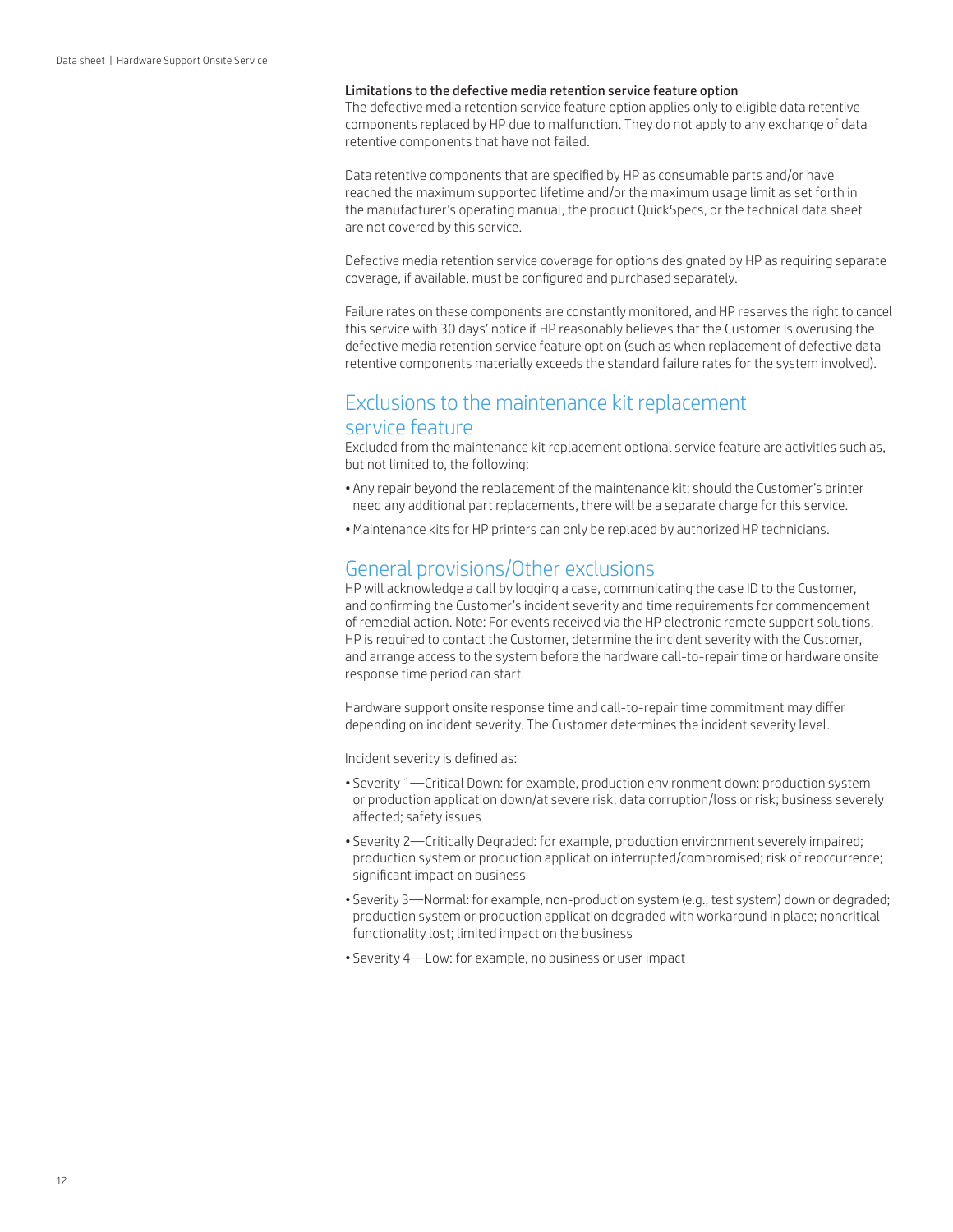### Limitations to the defective media retention service feature option

The defective media retention service feature option applies only to eligible data retentive components replaced by HP due to malfunction. They do not apply to any exchange of data retentive components that have not failed.

Data retentive components that are specified by HP as consumable parts and/or have reached the maximum supported lifetime and/or the maximum usage limit as set forth in the manufacturer's operating manual, the product QuickSpecs, or the technical data sheet are not covered by this service.

Defective media retention service coverage for options designated by HP as requiring separate coverage, if available, must be configured and purchased separately.

Failure rates on these components are constantly monitored, and HP reserves the right to cancel this service with 30 days' notice if HP reasonably believes that the Customer is overusing the defective media retention service feature option (such as when replacement of defective data retentive components materially exceeds the standard failure rates for the system involved).

## Exclusions to the maintenance kit replacement service feature

Excluded from the maintenance kit replacement optional service feature are activities such as, but not limited to, the following:

- Any repair beyond the replacement of the maintenance kit; should the Customer's printer need any additional part replacements, there will be a separate charge for this service.
- Maintenance kits for HP printers can only be replaced by authorized HP technicians.

## General provisions/Other exclusions

HP will acknowledge a call by logging a case, communicating the case ID to the Customer, and confirming the Customer's incident severity and time requirements for commencement of remedial action. Note: For events received via the HP electronic remote support solutions, HP is required to contact the Customer, determine the incident severity with the Customer, and arrange access to the system before the hardware call-to-repair time or hardware onsite response time period can start.

Hardware support onsite response time and call-to-repair time commitment may differ depending on incident severity. The Customer determines the incident severity level.

Incident severity is defined as:

- Severity 1—Critical Down: for example, production environment down: production system or production application down/at severe risk; data corruption/loss or risk; business severely affected; safety issues
- Severity 2—Critically Degraded: for example, production environment severely impaired; production system or production application interrupted/compromised; risk of reoccurrence; significant impact on business
- Severity 3—Normal: for example, non-production system (e.g., test system) down or degraded; production system or production application degraded with workaround in place; noncritical functionality lost; limited impact on the business
- Severity 4—Low: for example, no business or user impact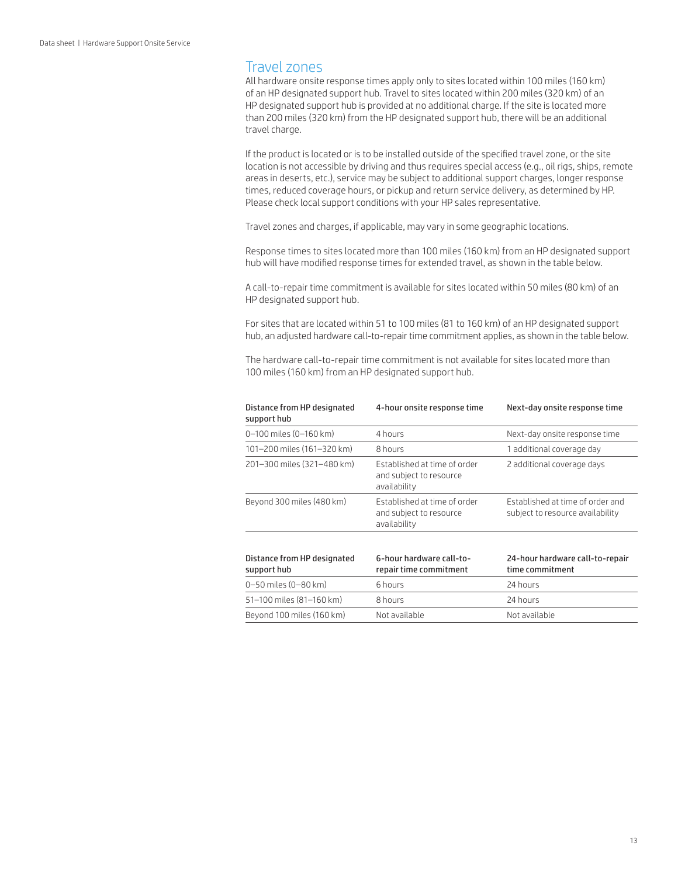## Travel zones

All hardware onsite response times apply only to sites located within 100 miles (160 km) of an HP designated support hub. Travel to sites located within 200 miles (320 km) of an HP designated support hub is provided at no additional charge. If the site is located more than 200 miles (320 km) from the HP designated support hub, there will be an additional travel charge.

If the product is located or is to be installed outside of the specified travel zone, or the site location is not accessible by driving and thus requires special access (e.g., oil rigs, ships, remote areas in deserts, etc.), service may be subject to additional support charges, longer response times, reduced coverage hours, or pickup and return service delivery, as determined by HP. Please check local support conditions with your HP sales representative.

Travel zones and charges, if applicable, may vary in some geographic locations.

Response times to sites located more than 100 miles (160 km) from an HP designated support hub will have modified response times for extended travel, as shown in the table below.

A call-to-repair time commitment is available for sites located within 50 miles (80 km) of an HP designated support hub.

For sites that are located within 51 to 100 miles (81 to 160 km) of an HP designated support hub, an adjusted hardware call-to-repair time commitment applies, as shown in the table below.

The hardware call-to-repair time commitment is not available for sites located more than 100 miles (160 km) from an HP designated support hub.

| Distance from HP designated support hub | 4-hour onsite response time | Next-day onsite response time |
|---|---|---|
| 0–100 miles (0–160 km) | 4 hours | Next-day onsite response time |
| 101–200 miles (161–320 km) | 8 hours | 1 additional coverage day |
| 201–300 miles (321–480 km) | Established at time of order and subject to resource availability | 2 additional coverage days |
| Beyond 300 miles (480 km) | Established at time of order and subject to resource availability | Established at time of order and subject to resource availability |

| Distance from HP designated support hub | 6-hour hardware call-to-repair time commitment | 24-hour hardware call-to-repair time commitment |
|---|---|---|
| 0–50 miles (0–80 km) | 6 hours | 24 hours |
| 51–100 miles (81–160 km) | 8 hours | 24 hours |
| Beyond 100 miles (160 km) | Not available | Not available |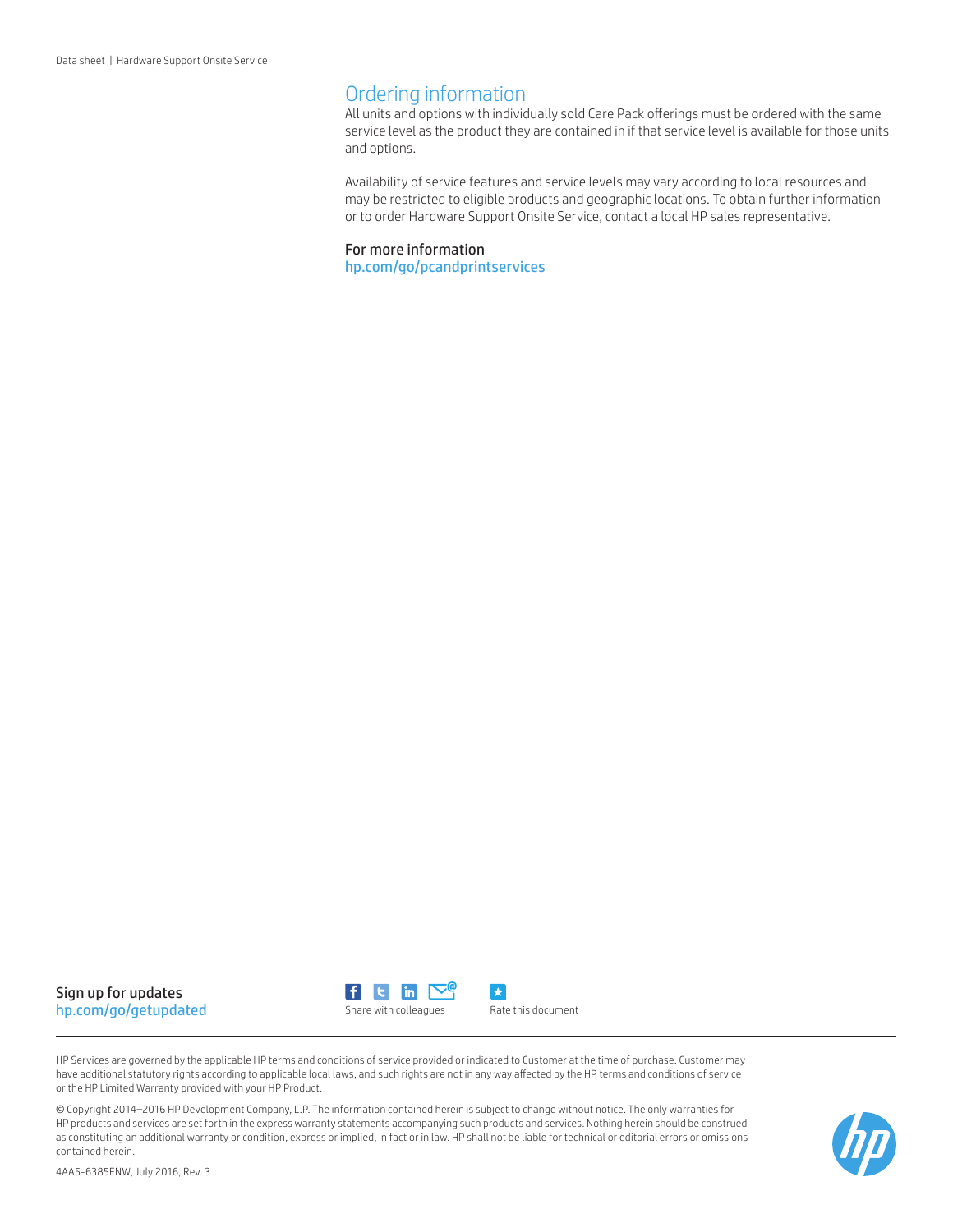## Ordering information

All units and options with individually sold Care Pack offerings must be ordered with the same service level as the product they are contained in if that service level is available for those units and options.

Availability of service features and service levels may vary according to local resources and may be restricted to eligible products and geographic locations. To obtain further information or to order Hardware Support Onsite Service, contact a local HP sales representative.

**For more information**
hp.com/go/pcandprintservices

**Sign up for updates**
hp.com/go/getupdated

Share with colleagues

Rate this document

HP Services are governed by the applicable HP terms and conditions of service provided or indicated to Customer at the time of purchase. Customer may have additional statutory rights according to applicable local laws, and such rights are not in any way affected by the HP terms and conditions of service or the HP Limited Warranty provided with your HP Product.

© Copyright 2014–2016 HP Development Company, L.P. The information contained herein is subject to change without notice. The only warranties for HP products and services are set forth in the express warranty statements accompanying such products and services. Nothing herein should be construed as constituting an additional warranty or condition, express or implied, in fact or in law. HP shall not be liable for technical or editorial errors or omissions contained herein.

4AA5-6385ENW, July 2016, Rev. 3